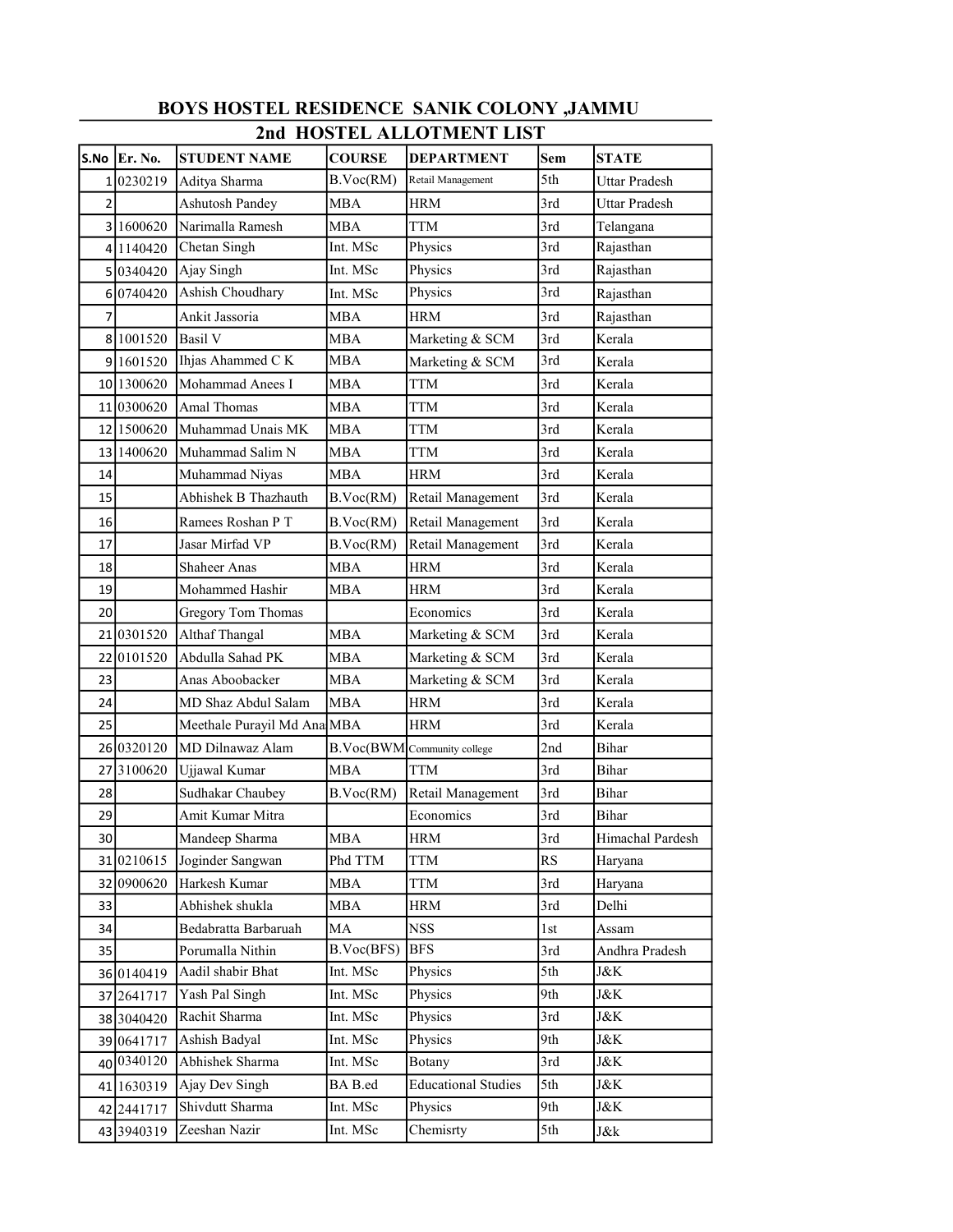# BOYS HOSTEL RESIDENCE SANIK COLONY ,JAMMU

## 2nd HOSTEL ALLOTMENT LIST

| S.No | Er. No. | STUDENT NAME | COURSE | DEPARTMENT | Sem | STATE |
|---|---|---|---|---|---|---|
| 1 | 0230219 | Aditya Sharma | B.Voc(RM) | Retail Management | 5th | Uttar Pradesh |
| 2 | | Ashutosh Pandey | MBA | HRM | 3rd | Uttar Pradesh |
| 3 | 1600620 | Narimalla Ramesh | MBA | TTM | 3rd | Telangana |
| 4 | 1140420 | Chetan Singh | Int. MSc | Physics | 3rd | Rajasthan |
| 5 | 0340420 | Ajay Singh | Int. MSc | Physics | 3rd | Rajasthan |
| 6 | 0740420 | Ashish Choudhary | Int. MSc | Physics | 3rd | Rajasthan |
| 7 | | Ankit Jassoria | MBA | HRM | 3rd | Rajasthan |
| 8 | 1001520 | Basil V | MBA | Marketing & SCM | 3rd | Kerala |
| 9 | 1601520 | Ihjas Ahammed C K | MBA | Marketing & SCM | 3rd | Kerala |
| 10 | 1300620 | Mohammad Anees I | MBA | TTM | 3rd | Kerala |
| 11 | 0300620 | Amal Thomas | MBA | TTM | 3rd | Kerala |
| 12 | 1500620 | Muhammad Unais MK | MBA | TTM | 3rd | Kerala |
| 13 | 1400620 | Muhammad Salim N | MBA | TTM | 3rd | Kerala |
| 14 | | Muhammad Niyas | MBA | HRM | 3rd | Kerala |
| 15 | | Abhishek B Thazhauth | B.Voc(RM) | Retail Management | 3rd | Kerala |
| 16 | | Ramees Roshan P T | B.Voc(RM) | Retail Management | 3rd | Kerala |
| 17 | | Jasar Mirfad VP | B.Voc(RM) | Retail Management | 3rd | Kerala |
| 18 | | Shaheer Anas | MBA | HRM | 3rd | Kerala |
| 19 | | Mohammed Hashir | MBA | HRM | 3rd | Kerala |
| 20 | | Gregory Tom Thomas | | Economics | 3rd | Kerala |
| 21 | 0301520 | Althaf Thangal | MBA | Marketing & SCM | 3rd | Kerala |
| 22 | 0101520 | Abdulla Sahad PK | MBA | Marketing & SCM | 3rd | Kerala |
| 23 | | Anas Aboobacker | MBA | Marketing & SCM | 3rd | Kerala |
| 24 | | MD Shaz Abdul Salam | MBA | HRM | 3rd | Kerala |
| 25 | | Meethale Purayil Md Ana | MBA | HRM | 3rd | Kerala |
| 26 | 0320120 | MD Dilnawaz Alam | B.Voc(BWM | Community college | 2nd | Bihar |
| 27 | 3100620 | Ujjawal Kumar | MBA | TTM | 3rd | Bihar |
| 28 | | Sudhakar Chaubey | B.Voc(RM) | Retail Management | 3rd | Bihar |
| 29 | | Amit Kumar Mitra | | Economics | 3rd | Bihar |
| 30 | | Mandeep Sharma | MBA | HRM | 3rd | Himachal Pardesh |
| 31 | 0210615 | Joginder Sangwan | Phd TTM | TTM | RS | Haryana |
| 32 | 0900620 | Harkesh Kumar | MBA | TTM | 3rd | Haryana |
| 33 | | Abhishek shukla | MBA | HRM | 3rd | Delhi |
| 34 | | Bedabratta Barbaruah | MA | NSS | 1st | Assam |
| 35 | | Porumalla Nithin | B.Voc(BFS) | BFS | 3rd | Andhra Pradesh |
| 36 | 0140419 | Aadil shabir Bhat | Int. MSc | Physics | 5th | J&K |
| 37 | 2641717 | Yash Pal Singh | Int. MSc | Physics | 9th | J&K |
| 38 | 3040420 | Rachit Sharma | Int. MSc | Physics | 3rd | J&K |
| 39 | 0641717 | Ashish Badyal | Int. MSc | Physics | 9th | J&K |
| 40 | 0340120 | Abhishek Sharma | Int. MSc | Botany | 3rd | J&K |
| 41 | 1630319 | Ajay Dev Singh | BA B.ed | Educational Studies | 5th | J&K |
| 42 | 2441717 | Shivdutt Sharma | Int. MSc | Physics | 9th | J&K |
| 43 | 3940319 | Zeeshan Nazir | Int. MSc | Chemisrty | 5th | J&k |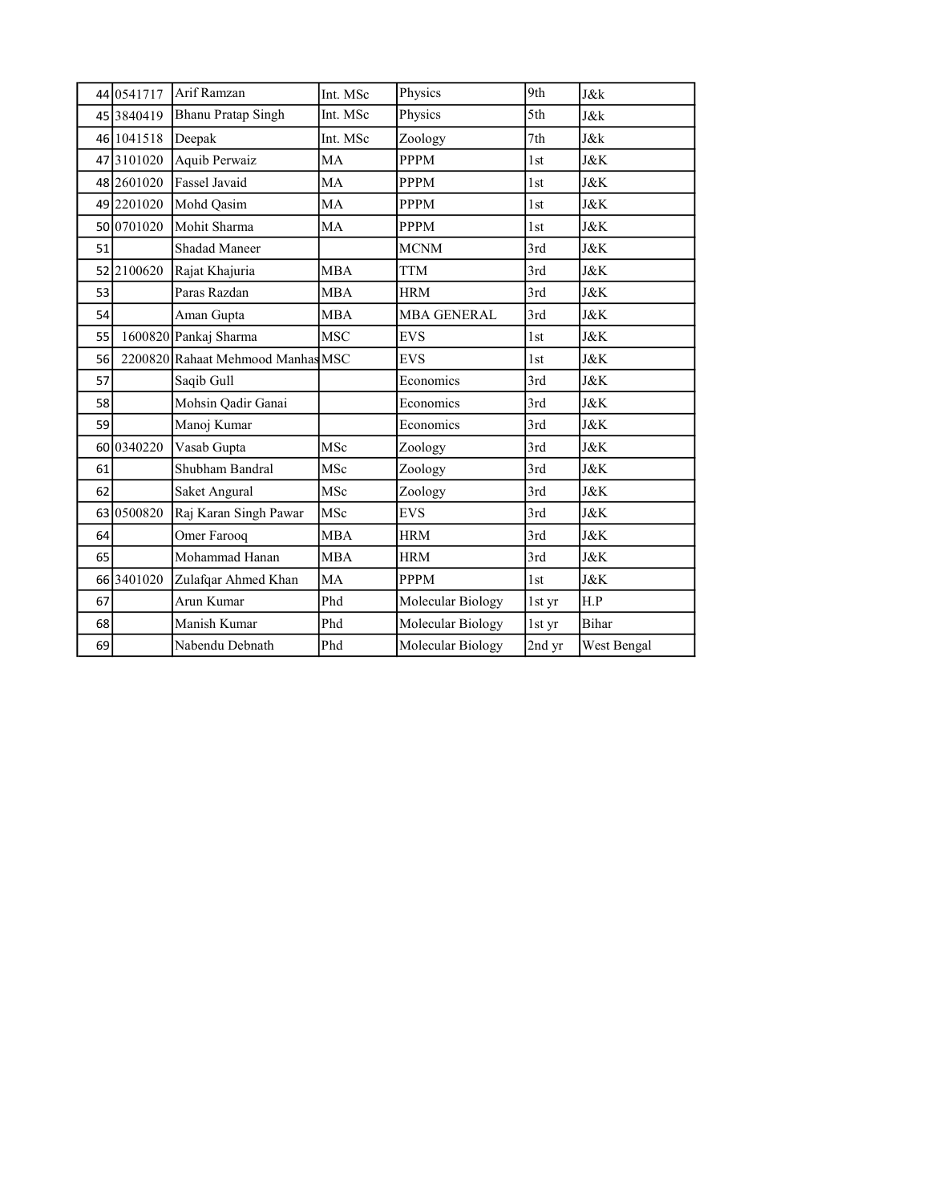| | | | | | | |
|---|---|---|---|---|---|---|
| 44 | 0541717 | Arif Ramzan | Int. MSc | Physics | 9th | J&k |
| 45 | 3840419 | Bhanu Pratap Singh | Int. MSc | Physics | 5th | J&k |
| 46 | 1041518 | Deepak | Int. MSc | Zoology | 7th | J&k |
| 47 | 3101020 | Aquib Perwaiz | MA | PPPM | 1st | J&K |
| 48 | 2601020 | Fassel Javaid | MA | PPPM | 1st | J&K |
| 49 | 2201020 | Mohd Qasim | MA | PPPM | 1st | J&K |
| 50 | 0701020 | Mohit Sharma | MA | PPPM | 1st | J&K |
| 51 | | Shadad Maneer | | MCNM | 3rd | J&K |
| 52 | 2100620 | Rajat Khajuria | MBA | TTM | 3rd | J&K |
| 53 | | Paras Razdan | MBA | HRM | 3rd | J&K |
| 54 | | Aman Gupta | MBA | MBA GENERAL | 3rd | J&K |
| 55 | 1600820 | Pankaj Sharma | MSC | EVS | 1st | J&K |
| 56 | 2200820 | Rahaat Mehmood Manhas | MSC | EVS | 1st | J&K |
| 57 | | Saqib Gull | | Economics | 3rd | J&K |
| 58 | | Mohsin Qadir Ganai | | Economics | 3rd | J&K |
| 59 | | Manoj Kumar | | Economics | 3rd | J&K |
| 60 | 0340220 | Vasab Gupta | MSc | Zoology | 3rd | J&K |
| 61 | | Shubham Bandral | MSc | Zoology | 3rd | J&K |
| 62 | | Saket Angural | MSc | Zoology | 3rd | J&K |
| 63 | 0500820 | Raj Karan Singh Pawar | MSc | EVS | 3rd | J&K |
| 64 | | Omer Farooq | MBA | HRM | 3rd | J&K |
| 65 | | Mohammad Hanan | MBA | HRM | 3rd | J&K |
| 66 | 3401020 | Zulafqar Ahmed Khan | MA | PPPM | 1st | J&K |
| 67 | | Arun Kumar | Phd | Molecular Biology | 1st yr | H.P |
| 68 | | Manish Kumar | Phd | Molecular Biology | 1st yr | Bihar |
| 69 | | Nabendu Debnath | Phd | Molecular Biology | 2nd yr | West Bengal |